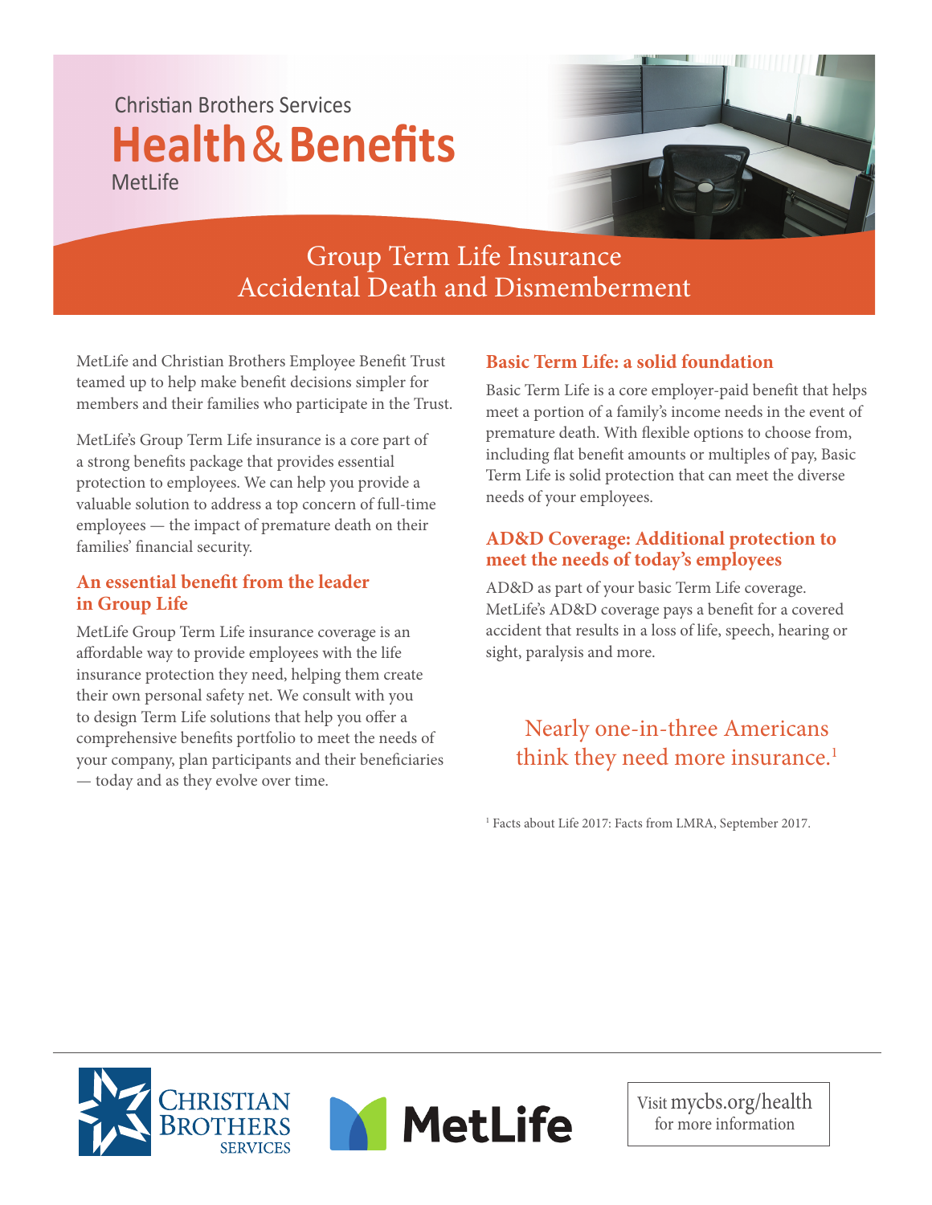Christian Brothers Services

# Health & Benefits

MetLife

## Group Term Life Insurance
## Accidental Death and Dismemberment

MetLife and Christian Brothers Employee Benefit Trust teamed up to help make benefit decisions simpler for members and their families who participate in the Trust.

MetLife's Group Term Life insurance is a core part of a strong benefits package that provides essential protection to employees. We can help you provide a valuable solution to address a top concern of full-time employees — the impact of premature death on their families' financial security.

### An essential benefit from the leader in Group Life

MetLife Group Term Life insurance coverage is an affordable way to provide employees with the life insurance protection they need, helping them create their own personal safety net. We consult with you to design Term Life solutions that help you offer a comprehensive benefits portfolio to meet the needs of your company, plan participants and their beneficiaries — today and as they evolve over time.

### Basic Term Life: a solid foundation

Basic Term Life is a core employer-paid benefit that helps meet a portion of a family's income needs in the event of premature death. With flexible options to choose from, including flat benefit amounts or multiples of pay, Basic Term Life is solid protection that can meet the diverse needs of your employees.

### AD&D Coverage: Additional protection to meet the needs of today's employees

AD&D as part of your basic Term Life coverage. MetLife's AD&D coverage pays a benefit for a covered accident that results in a loss of life, speech, hearing or sight, paralysis and more.

Nearly one-in-three Americans think they need more insurance.[1]

[1] Facts about Life 2017: Facts from LMRA, September 2017.

Christian Brothers Services

MetLife

Visit mycbs.org/health for more information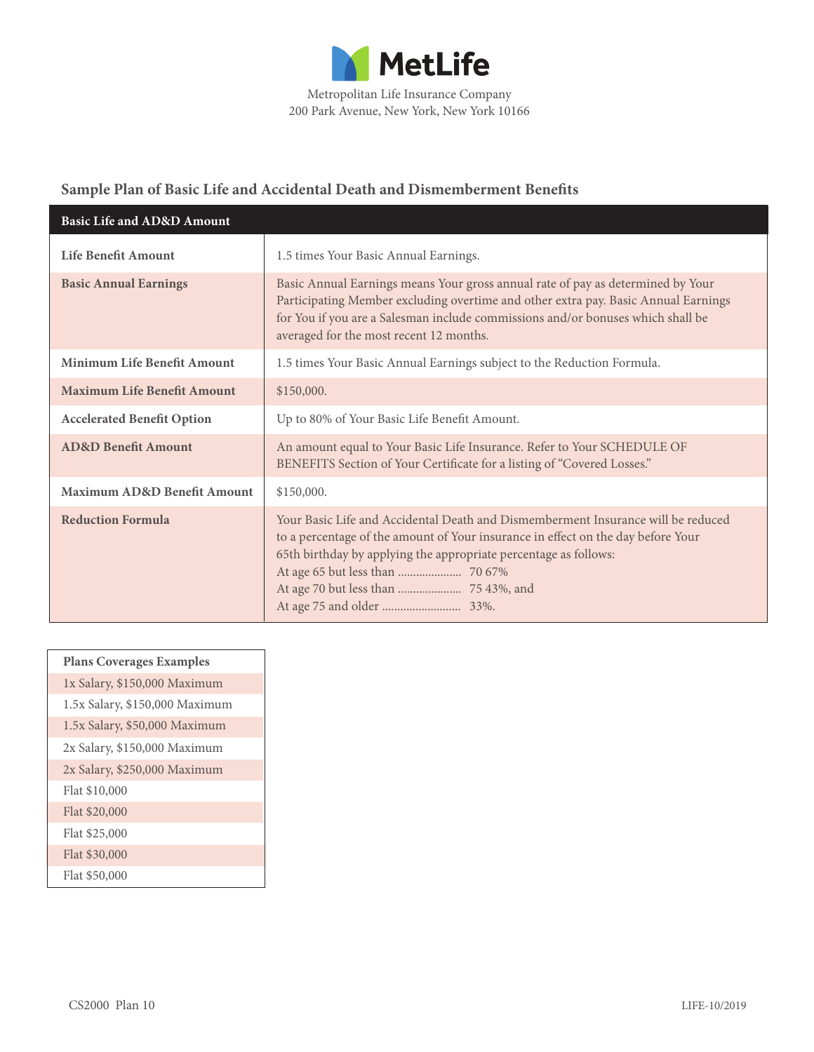**MetLife**

Metropolitan Life Insurance Company
200 Park Avenue, New York, New York 10166

## Sample Plan of Basic Life and Accidental Death and Dismemberment Benefits

| **Basic Life and AD&D Amount** | |
|---|---|
| **Life Benefit Amount** | 1.5 times Your Basic Annual Earnings. |
| **Basic Annual Earnings** | Basic Annual Earnings means Your gross annual rate of pay as determined by Your Participating Member excluding overtime and other extra pay. Basic Annual Earnings for You if you are a Salesman include commissions and/or bonuses which shall be averaged for the most recent 12 months. |
| **Minimum Life Benefit Amount** | 1.5 times Your Basic Annual Earnings subject to the Reduction Formula. |
| **Maximum Life Benefit Amount** | $150,000. |
| **Accelerated Benefit Option** | Up to 80% of Your Basic Life Benefit Amount. |
| **AD&D Benefit Amount** | An amount equal to Your Basic Life Insurance. Refer to Your SCHEDULE OF BENEFITS Section of Your Certificate for a listing of "Covered Losses." |
| **Maximum AD&D Benefit Amount** | $150,000. |
| **Reduction Formula** | Your Basic Life and Accidental Death and Dismemberment Insurance will be reduced to a percentage of the amount of Your insurance in effect on the day before Your 65th birthday by applying the appropriate percentage as follows:<br>At age 65 but less than ..................... 70 67%<br>At age 70 but less than ..................... 75 43%, and<br>At age 75 and older .......................... 33%. |

| **Plans Coverages Examples** |
|---|
| 1x Salary, $150,000 Maximum |
| 1.5x Salary, $150,000 Maximum |
| 1.5x Salary, $50,000 Maximum |
| 2x Salary, $150,000 Maximum |
| 2x Salary, $250,000 Maximum |
| Flat $10,000 |
| Flat $20,000 |
| Flat $25,000 |
| Flat $30,000 |
| Flat $50,000 |

CS2000 Plan 10

LIFE-10/2019